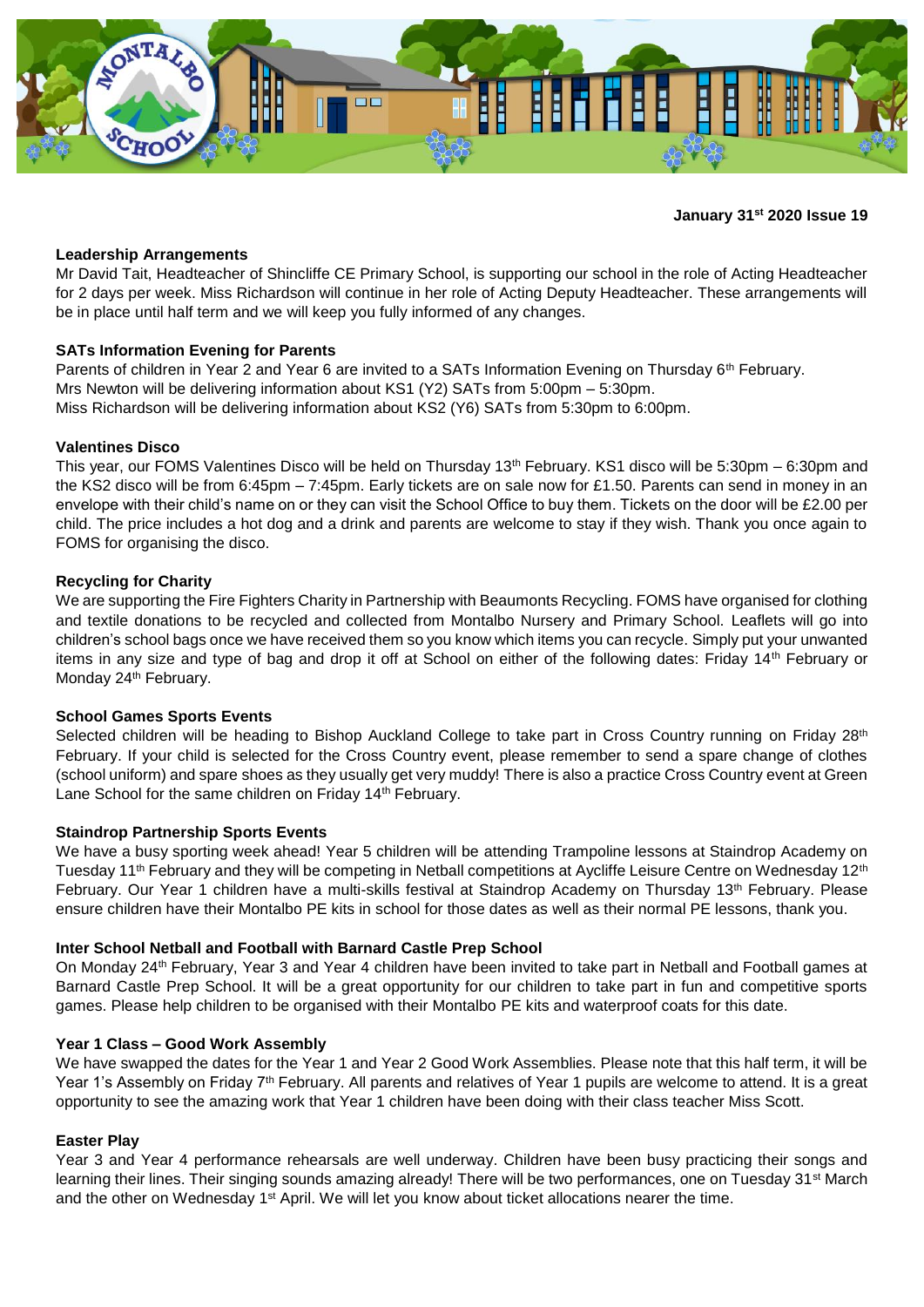**January 31st 2020 Issue 19**

## Leadership Arrangements

Mr David Tait, Headteacher of Shincliffe CE Primary School, is supporting our school in the role of Acting Headteacher for 2 days per week. Miss Richardson will continue in her role of Acting Deputy Headteacher. These arrangements will be in place until half term and we will keep you fully informed of any changes.

## SATs Information Evening for Parents

Parents of children in Year 2 and Year 6 are invited to a SATs Information Evening on Thursday 6th February.
Mrs Newton will be delivering information about KS1 (Y2) SATs from 5:00pm – 5:30pm.
Miss Richardson will be delivering information about KS2 (Y6) SATs from 5:30pm to 6:00pm.

## Valentines Disco

This year, our FOMS Valentines Disco will be held on Thursday 13th February. KS1 disco will be 5:30pm – 6:30pm and the KS2 disco will be from 6:45pm – 7:45pm. Early tickets are on sale now for £1.50. Parents can send in money in an envelope with their child's name on or they can visit the School Office to buy them. Tickets on the door will be £2.00 per child. The price includes a hot dog and a drink and parents are welcome to stay if they wish. Thank you once again to FOMS for organising the disco.

## Recycling for Charity

We are supporting the Fire Fighters Charity in Partnership with Beaumonts Recycling. FOMS have organised for clothing and textile donations to be recycled and collected from Montalbo Nursery and Primary School. Leaflets will go into children's school bags once we have received them so you know which items you can recycle. Simply put your unwanted items in any size and type of bag and drop it off at School on either of the following dates: Friday 14th February or Monday 24th February.

## School Games Sports Events

Selected children will be heading to Bishop Auckland College to take part in Cross Country running on Friday 28th February. If your child is selected for the Cross Country event, please remember to send a spare change of clothes (school uniform) and spare shoes as they usually get very muddy! There is also a practice Cross Country event at Green Lane School for the same children on Friday 14th February.

## Staindrop Partnership Sports Events

We have a busy sporting week ahead! Year 5 children will be attending Trampoline lessons at Staindrop Academy on Tuesday 11th February and they will be competing in Netball competitions at Aycliffe Leisure Centre on Wednesday 12th February. Our Year 1 children have a multi-skills festival at Staindrop Academy on Thursday 13th February. Please ensure children have their Montalbo PE kits in school for those dates as well as their normal PE lessons, thank you.

## Inter School Netball and Football with Barnard Castle Prep School

On Monday 24th February, Year 3 and Year 4 children have been invited to take part in Netball and Football games at Barnard Castle Prep School. It will be a great opportunity for our children to take part in fun and competitive sports games. Please help children to be organised with their Montalbo PE kits and waterproof coats for this date.

## Year 1 Class – Good Work Assembly

We have swapped the dates for the Year 1 and Year 2 Good Work Assemblies. Please note that this half term, it will be Year 1's Assembly on Friday 7th February. All parents and relatives of Year 1 pupils are welcome to attend. It is a great opportunity to see the amazing work that Year 1 children have been doing with their class teacher Miss Scott.

## Easter Play

Year 3 and Year 4 performance rehearsals are well underway. Children have been busy practicing their songs and learning their lines. Their singing sounds amazing already! There will be two performances, one on Tuesday 31st March and the other on Wednesday 1st April. We will let you know about ticket allocations nearer the time.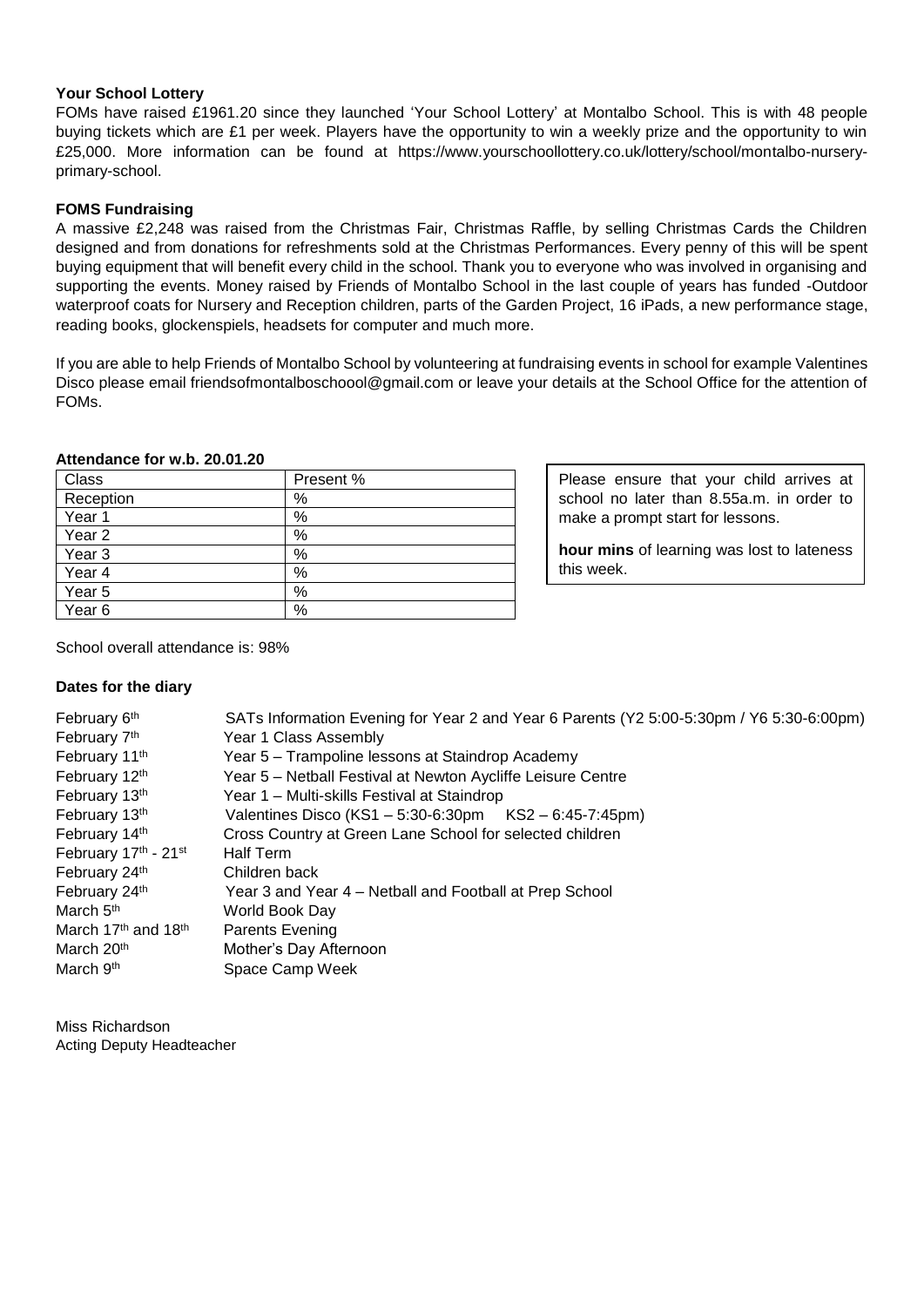**Your School Lottery**

FOMs have raised £1961.20 since they launched 'Your School Lottery' at Montalbo School. This is with 48 people buying tickets which are £1 per week. Players have the opportunity to win a weekly prize and the opportunity to win £25,000. More information can be found at https://www.yourschoollottery.co.uk/lottery/school/montalbo-nursery-primary-school.

**FOMS Fundraising**

A massive £2,248 was raised from the Christmas Fair, Christmas Raffle, by selling Christmas Cards the Children designed and from donations for refreshments sold at the Christmas Performances. Every penny of this will be spent buying equipment that will benefit every child in the school. Thank you to everyone who was involved in organising and supporting the events. Money raised by Friends of Montalbo School in the last couple of years has funded -Outdoor waterproof coats for Nursery and Reception children, parts of the Garden Project, 16 iPads, a new performance stage, reading books, glockenspiels, headsets for computer and much more.

If you are able to help Friends of Montalbo School by volunteering at fundraising events in school for example Valentines Disco please email friendsofmontalboschoool@gmail.com or leave your details at the School Office for the attention of FOMs.

**Attendance for w.b. 20.01.20**

| Class | Present % |
|---|---|
| Reception | % |
| Year 1 | % |
| Year 2 | % |
| Year 3 | % |
| Year 4 | % |
| Year 5 | % |
| Year 6 | % |

Please ensure that your child arrives at school no later than 8.55a.m. in order to make a prompt start for lessons.

**hour mins** of learning was lost to lateness this week.

School overall attendance is: 98%

**Dates for the diary**

| | |
|---|---|
| February 6th | SATs Information Evening for Year 2 and Year 6 Parents (Y2 5:00-5:30pm / Y6 5:30-6:00pm) |
| February 7th | Year 1 Class Assembly |
| February 11th | Year 5 – Trampoline lessons at Staindrop Academy |
| February 12th | Year 5 – Netball Festival at Newton Aycliffe Leisure Centre |
| February 13th | Year 1 – Multi-skills Festival at Staindrop |
| February 13th | Valentines Disco (KS1 – 5:30-6:30pm KS2 – 6:45-7:45pm) |
| February 14th | Cross Country at Green Lane School for selected children |
| February 17th - 21st | Half Term |
| February 24th | Children back |
| February 24th | Year 3 and Year 4 – Netball and Football at Prep School |
| March 5th | World Book Day |
| March 17th and 18th | Parents Evening |
| March 20th | Mother's Day Afternoon |
| March 9th | Space Camp Week |

Miss Richardson
Acting Deputy Headteacher